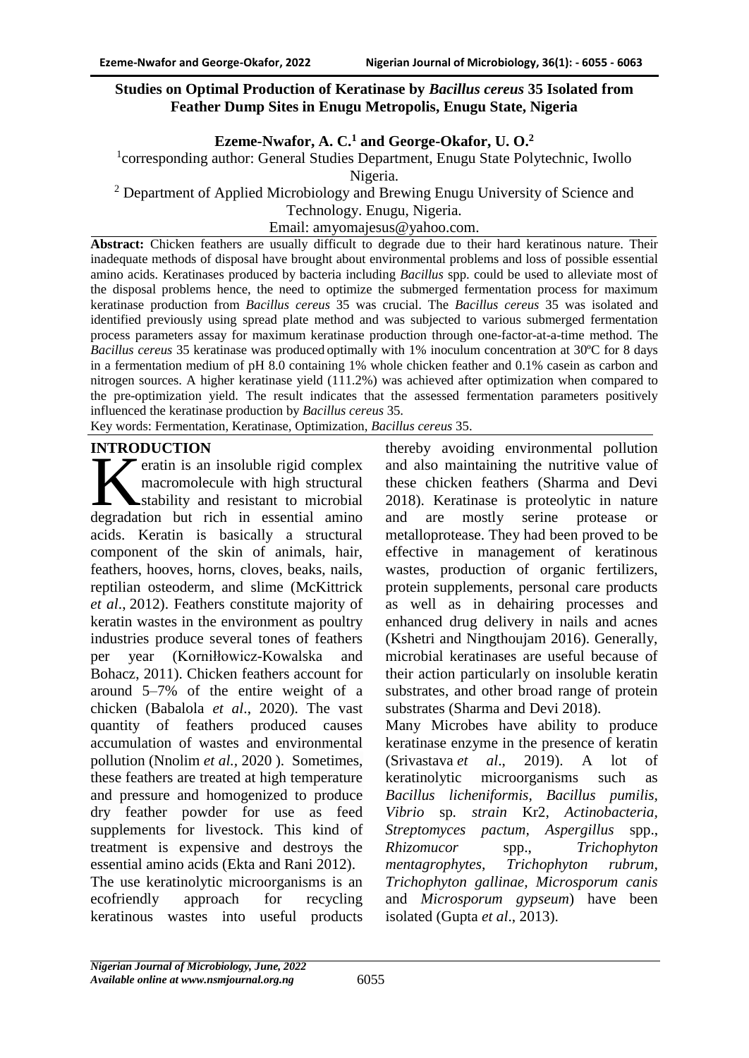# Studies on Optimal Production of Keratinase by *Bacillus cereus* 35 Isolated from Feather Dump Sites in Enugu Metropolis, Enugu State, Nigeria

**Ezeme-Nwafor, A. C.[1] and George-Okafor, U. O.[2]**

[1]corresponding author: General Studies Department, Enugu State Polytechnic, Iwollo Nigeria.

[2] Department of Applied Microbiology and Brewing Enugu University of Science and Technology. Enugu, Nigeria.

Email: amyomajesus@yahoo.com.

**Abstract:** Chicken feathers are usually difficult to degrade due to their hard keratinous nature. Their inadequate methods of disposal have brought about environmental problems and loss of possible essential amino acids. Keratinases produced by bacteria including *Bacillus* spp. could be used to alleviate most of the disposal problems hence, the need to optimize the submerged fermentation process for maximum keratinase production from *Bacillus cereus* 35 was crucial. The *Bacillus cereus* 35 was isolated and identified previously using spread plate method and was subjected to various submerged fermentation process parameters assay for maximum keratinase production through one-factor-at-a-time method. The *Bacillus cereus* 35 keratinase was produced optimally with 1% inoculum concentration at 30ºC for 8 days in a fermentation medium of pH 8.0 containing 1% whole chicken feather and 0.1% casein as carbon and nitrogen sources. A higher keratinase yield (111.2%) was achieved after optimization when compared to the pre-optimization yield. The result indicates that the assessed fermentation parameters positively influenced the keratinase production by *Bacillus cereus* 35.

Key words: Fermentation, Keratinase, Optimization, *Bacillus cereus* 35.

## INTRODUCTION

Keratin is an insoluble rigid complex macromolecule with high structural stability and resistant to microbial degradation but rich in essential amino acids. Keratin is basically a structural component of the skin of animals, hair, feathers, hooves, horns, cloves, beaks, nails, reptilian osteoderm, and slime (McKittrick *et al*., 2012). Feathers constitute majority of keratin wastes in the environment as poultry industries produce several tones of feathers per year (Korniłłowicz-Kowalska and Bohacz, 2011). Chicken feathers account for around 5–7% of the entire weight of a chicken (Babalola *et al*., 2020). The vast quantity of feathers produced causes accumulation of wastes and environmental pollution (Nnolim *et al.,* 2020 ). Sometimes, these feathers are treated at high temperature and pressure and homogenized to produce dry feather powder for use as feed supplements for livestock. This kind of treatment is expensive and destroys the essential amino acids (Ekta and Rani 2012).

The use keratinolytic microorganisms is an ecofriendly approach for recycling keratinous wastes into useful products thereby avoiding environmental pollution and also maintaining the nutritive value of these chicken feathers (Sharma and Devi 2018). Keratinase is proteolytic in nature and are mostly serine protease or metalloprotease. They had been proved to be effective in management of keratinous wastes, production of organic fertilizers, protein supplements, personal care products as well as in dehairing processes and enhanced drug delivery in nails and acnes (Kshetri and Ningthoujam 2016). Generally, microbial keratinases are useful because of their action particularly on insoluble keratin substrates, and other broad range of protein substrates (Sharma and Devi 2018).

Many Microbes have ability to produce keratinase enzyme in the presence of keratin (Srivastava *et al*., 2019). A lot of keratinolytic microorganisms such as *Bacillus licheniformis*, *Bacillus pumilis*, *Vibrio* sp*. strain* Kr2, *Actinobacteria*, *Streptomyces pactum*, *Aspergillus* spp., *Rhizomucor* spp., *Trichophyton mentagrophytes*, *Trichophyton rubrum*, *Trichophyton gallinae*, *Microsporum canis* and *Microsporum gypseum*) have been isolated (Gupta *et al*., 2013).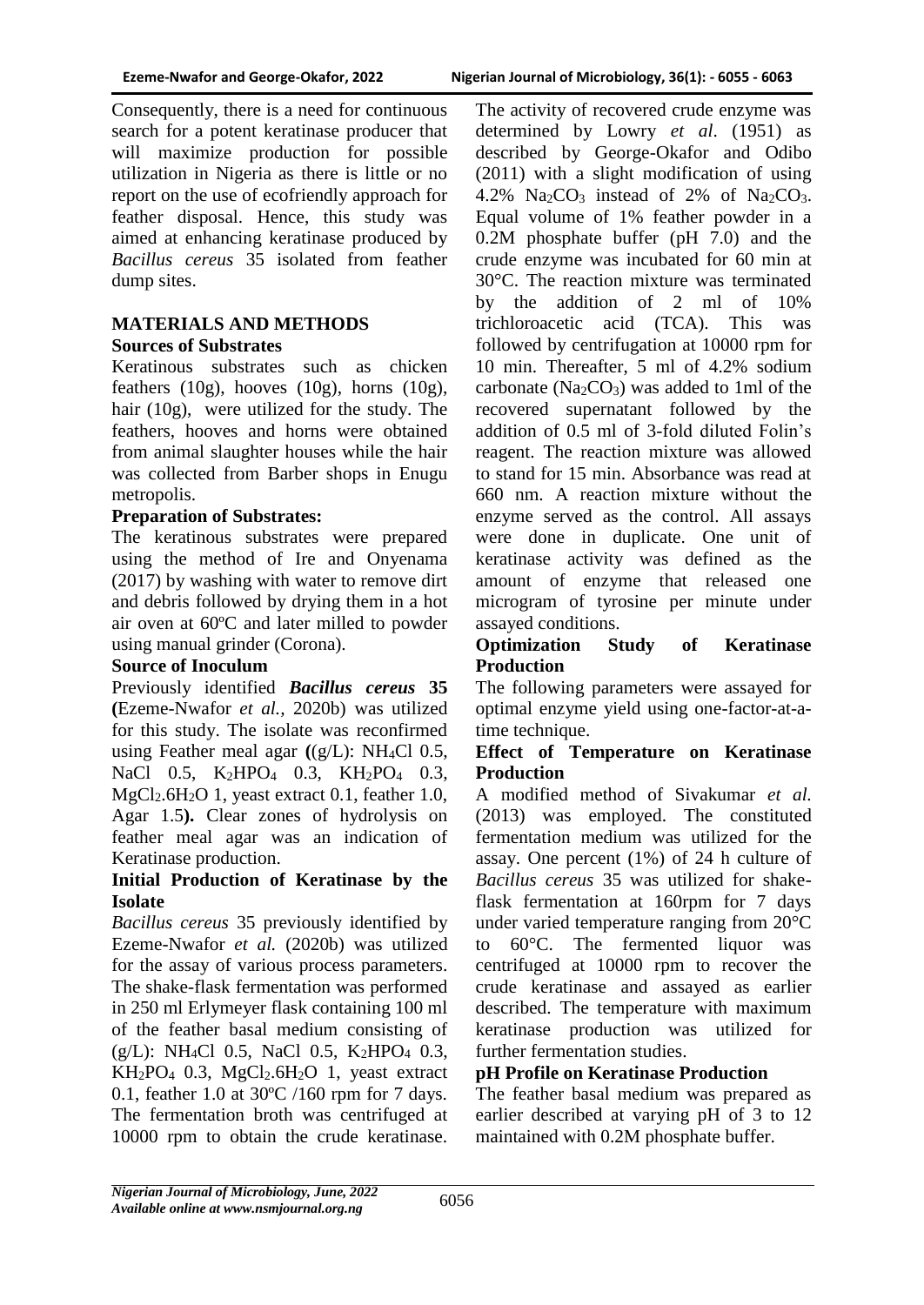Consequently, there is a need for continuous search for a potent keratinase producer that will maximize production for possible utilization in Nigeria as there is little or no report on the use of ecofriendly approach for feather disposal. Hence, this study was aimed at enhancing keratinase produced by *Bacillus cereus* 35 isolated from feather dump sites.

## MATERIALS AND METHODS

### Sources of Substrates

Keratinous substrates such as chicken feathers (10g), hooves (10g), horns (10g), hair (10g), were utilized for the study. The feathers, hooves and horns were obtained from animal slaughter houses while the hair was collected from Barber shops in Enugu metropolis.

### Preparation of Substrates:

The keratinous substrates were prepared using the method of Ire and Onyenama (2017) by washing with water to remove dirt and debris followed by drying them in a hot air oven at 60ºC and later milled to powder using manual grinder (Corona).

### Source of Inoculum

Previously identified ***Bacillus cereus*** **35 (**Ezeme-Nwafor *et al.,* 2020b) was utilized for this study. The isolate was reconfirmed using Feather meal agar **(**(g/L): $NH_4Cl$ 0.5, NaCl 0.5, $K_2HPO_4$ 0.3, $KH_2PO_4$ 0.3, $MgCl_2.6H_2O$ 1, yeast extract 0.1, feather 1.0, Agar 1.5**)**. Clear zones of hydrolysis on feather meal agar was an indication of Keratinase production.

### Initial Production of Keratinase by the Isolate

*Bacillus cereus* 35 previously identified by Ezeme-Nwafor *et al.* (2020b) was utilized for the assay of various process parameters. The shake-flask fermentation was performed in 250 ml Erlymeyer flask containing 100 ml of the feather basal medium consisting of (g/L): $NH_4Cl$ 0.5, NaCl 0.5, $K_2HPO_4$ 0.3, $KH_2PO_4$ 0.3, $MgCl_2.6H_2O$ 1, yeast extract 0.1, feather 1.0 at 30ºC /160 rpm for 7 days. The fermentation broth was centrifuged at 10000 rpm to obtain the crude keratinase. The activity of recovered crude enzyme was determined by Lowry *et al*. (1951) as described by George-Okafor and Odibo (2011) with a slight modification of using 4.2% $Na_2CO_3$ instead of 2% of $Na_2CO_3$. Equal volume of 1% feather powder in a 0.2M phosphate buffer (pH 7.0) and the crude enzyme was incubated for 60 min at 30°C. The reaction mixture was terminated by the addition of 2 ml of 10% trichloroacetic acid (TCA). This was followed by centrifugation at 10000 rpm for 10 min. Thereafter, 5 ml of 4.2% sodium carbonate ($Na_2CO_3$) was added to 1ml of the recovered supernatant followed by the addition of 0.5 ml of 3-fold diluted Folin's reagent. The reaction mixture was allowed to stand for 15 min. Absorbance was read at 660 nm. A reaction mixture without the enzyme served as the control. All assays were done in duplicate. One unit of keratinase activity was defined as the amount of enzyme that released one microgram of tyrosine per minute under assayed conditions.

### Optimization Study of Keratinase Production

The following parameters were assayed for optimal enzyme yield using one-factor-at-a-time technique.

### Effect of Temperature on Keratinase Production

A modified method of Sivakumar *et al.* (2013) was employed. The constituted fermentation medium was utilized for the assay. One percent (1%) of 24 h culture of *Bacillus cereus* 35 was utilized for shake-flask fermentation at 160rpm for 7 days under varied temperature ranging from 20°C to 60°C. The fermented liquor was centrifuged at 10000 rpm to recover the crude keratinase and assayed as earlier described. The temperature with maximum keratinase production was utilized for further fermentation studies.

### pH Profile on Keratinase Production

The feather basal medium was prepared as earlier described at varying pH of 3 to 12 maintained with 0.2M phosphate buffer.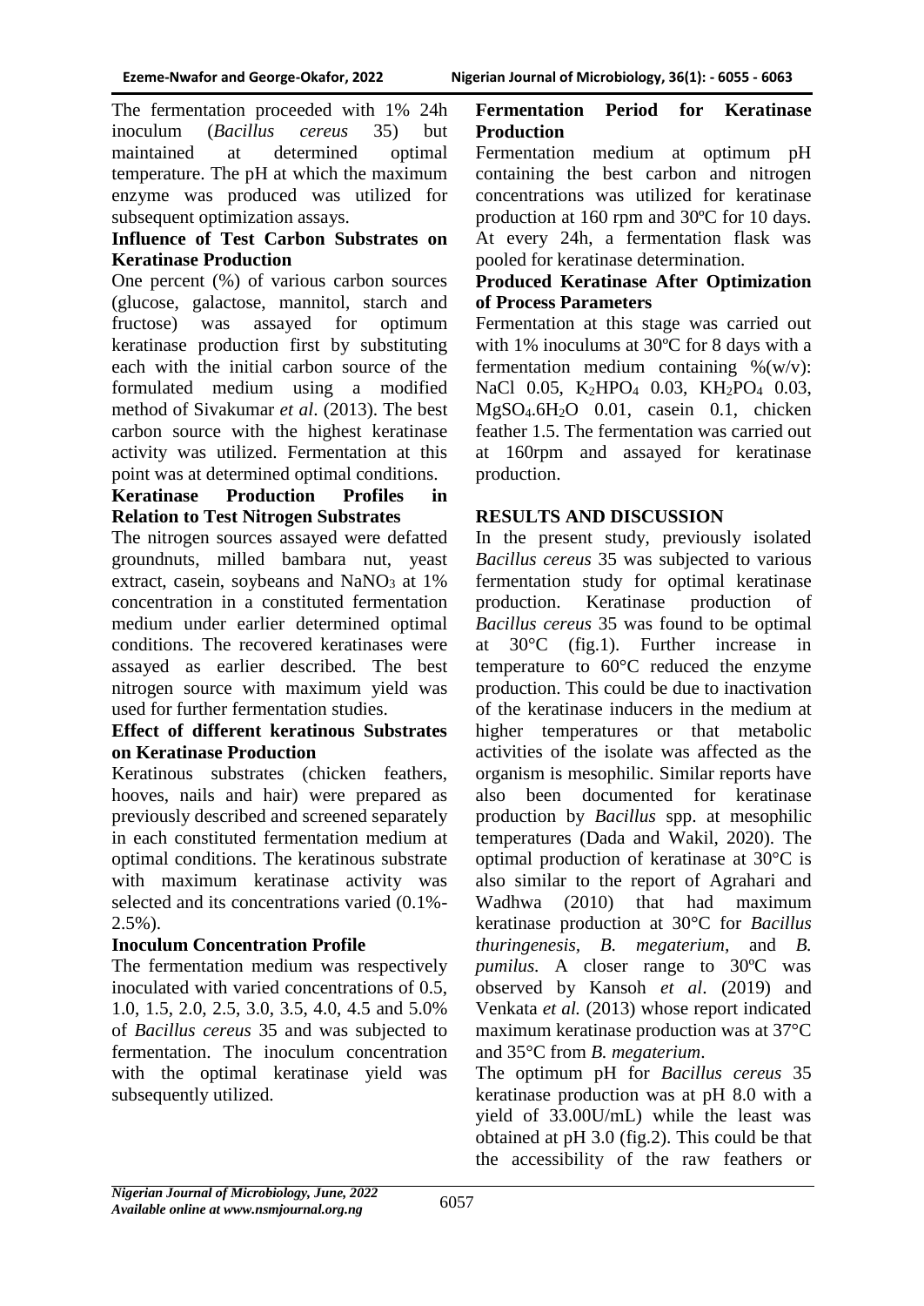The fermentation proceeded with 1% 24h inoculum (*Bacillus cereus* 35) but maintained at determined optimal temperature. The pH at which the maximum enzyme was produced was utilized for subsequent optimization assays.

**Influence of Test Carbon Substrates on Keratinase Production**

One percent (%) of various carbon sources (glucose, galactose, mannitol, starch and fructose) was assayed for optimum keratinase production first by substituting each with the initial carbon source of the formulated medium using a modified method of Sivakumar *et al*. (2013). The best carbon source with the highest keratinase activity was utilized. Fermentation at this point was at determined optimal conditions.

**Keratinase Production Profiles in Relation to Test Nitrogen Substrates**

The nitrogen sources assayed were defatted groundnuts, milled bambara nut, yeast extract, casein, soybeans and $NaNO_3$ at 1% concentration in a constituted fermentation medium under earlier determined optimal conditions. The recovered keratinases were assayed as earlier described. The best nitrogen source with maximum yield was used for further fermentation studies.

**Effect of different keratinous Substrates on Keratinase Production**

Keratinous substrates (chicken feathers, hooves, nails and hair) were prepared as previously described and screened separately in each constituted fermentation medium at optimal conditions. The keratinous substrate with maximum keratinase activity was selected and its concentrations varied (0.1%-2.5%).

**Inoculum Concentration Profile**

The fermentation medium was respectively inoculated with varied concentrations of 0.5, 1.0, 1.5, 2.0, 2.5, 3.0, 3.5, 4.0, 4.5 and 5.0% of *Bacillus cereus* 35 and was subjected to fermentation. The inoculum concentration with the optimal keratinase yield was subsequently utilized.

**Fermentation Period for Keratinase Production**

Fermentation medium at optimum pH containing the best carbon and nitrogen concentrations was utilized for keratinase production at 160 rpm and 30ºC for 10 days. At every 24h, a fermentation flask was pooled for keratinase determination.

**Produced Keratinase After Optimization of Process Parameters**

Fermentation at this stage was carried out with 1% inoculums at 30ºC for 8 days with a fermentation medium containing %(w/v): NaCl 0.05, $K_2HPO_4$ 0.03, $KH_2PO_4$ 0.03, $MgSO_4.6H_2O$ 0.01, casein 0.1, chicken feather 1.5. The fermentation was carried out at 160rpm and assayed for keratinase production.

## RESULTS AND DISCUSSION

In the present study, previously isolated *Bacillus cereus* 35 was subjected to various fermentation study for optimal keratinase production. Keratinase production of *Bacillus cereus* 35 was found to be optimal at 30°C (fig.1). Further increase in temperature to 60°C reduced the enzyme production. This could be due to inactivation of the keratinase inducers in the medium at higher temperatures or that metabolic activities of the isolate was affected as the organism is mesophilic. Similar reports have also been documented for keratinase production by *Bacillus* spp. at mesophilic temperatures (Dada and Wakil, 2020). The optimal production of keratinase at 30°C is also similar to the report of Agrahari and Wadhwa (2010) that had maximum keratinase production at 30°C for *Bacillus thuringenesis*, *B. megaterium,* and *B. pumilus.* A closer range to 30ºC was observed by Kansoh *et al*. (2019) and Venkata *et al.* (2013) whose report indicated maximum keratinase production was at 37°C and 35°C from *B. megaterium*.

The optimum pH for *Bacillus cereus* 35 keratinase production was at pH 8.0 with a yield of 33.00U/mL) while the least was obtained at pH 3.0 (fig.2). This could be that the accessibility of the raw feathers or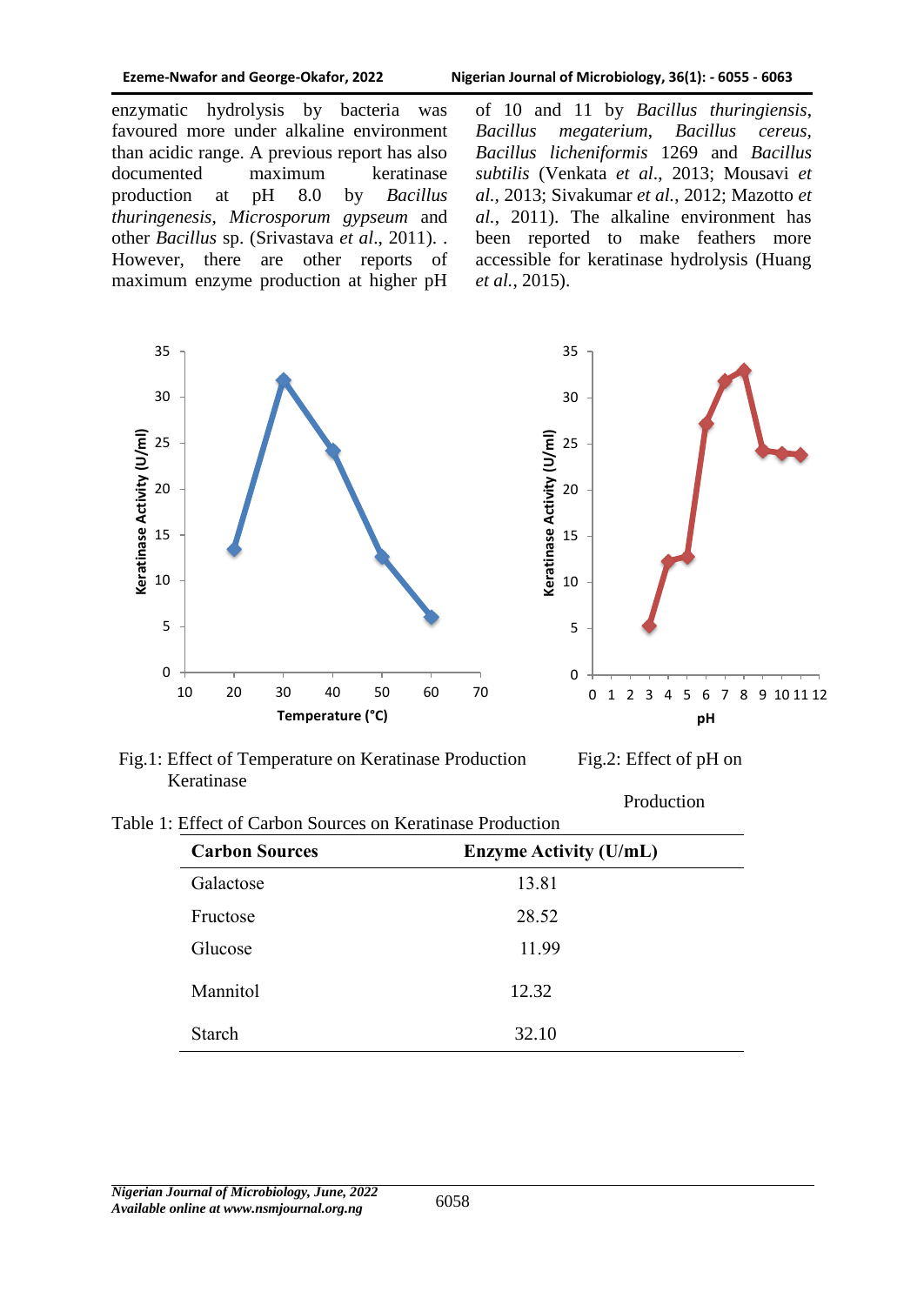enzymatic hydrolysis by bacteria was favoured more under alkaline environment than acidic range. A previous report has also documented maximum keratinase production at pH 8.0 by *Bacillus thuringenesis*, *Microsporum gypseum* and other *Bacillus* sp. (Srivastava *et al*., 2011). . However, there are other reports of maximum enzyme production at higher pH of 10 and 11 by *Bacillus thuringiensis*, *Bacillus megaterium*, *Bacillus cereus*, *Bacillus licheniformis* 1269 and *Bacillus subtilis* (Venkata *et al*., 2013; Mousavi *et al.*, 2013; Sivakumar *et al.*, 2012; Mazotto *et al.*, 2011). The alkaline environment has been reported to make feathers more accessible for keratinase hydrolysis (Huang *et al.*, 2015).

Fig.1: Effect of Temperature on Keratinase Production Keratinase

Fig.2: Effect of pH on Production

Table 1: Effect of Carbon Sources on Keratinase Production

| Carbon Sources | Enzyme Activity (U/mL) |
|---|---|
| Galactose | 13.81 |
| Fructose | 28.52 |
| Glucose | 11.99 |
| Mannitol | 12.32 |
| Starch | 32.10 |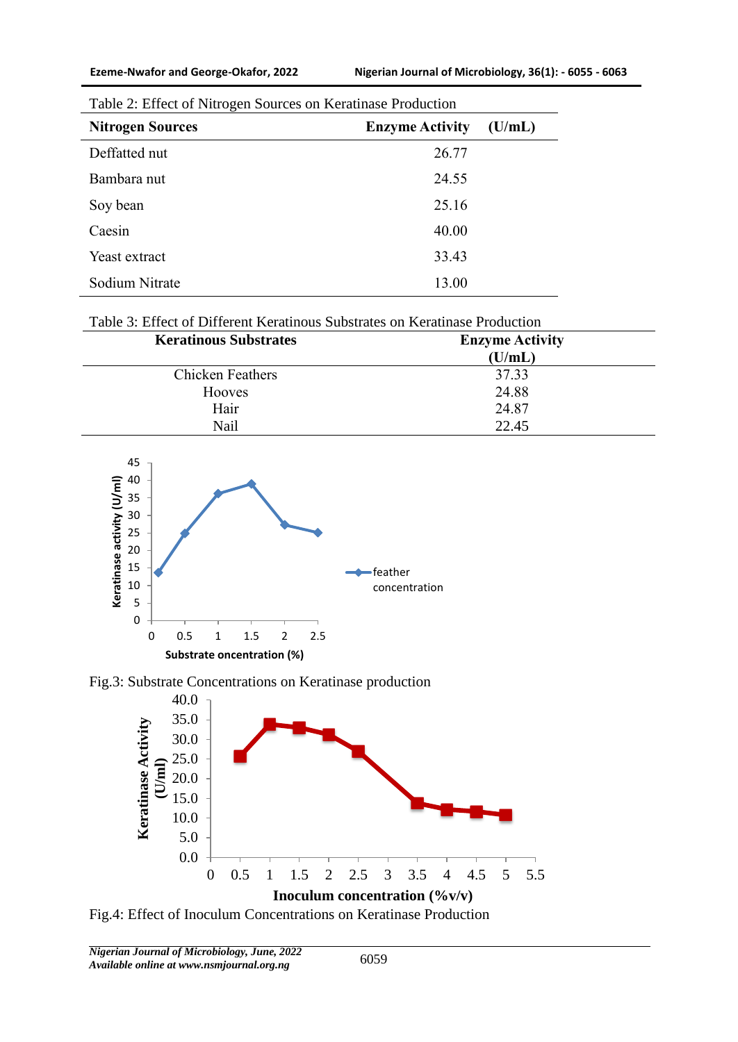Table 2: Effect of Nitrogen Sources on Keratinase Production

| Nitrogen Sources | Enzyme Activity (U/mL) |
| --- | --- |
| Deffatted nut | 26.77 |
| Bambara nut | 24.55 |
| Soy bean | 25.16 |
| Caesin | 40.00 |
| Yeast extract | 33.43 |
| Sodium Nitrate | 13.00 |

Table 3: Effect of Different Keratinous Substrates on Keratinase Production

| Keratinous Substrates | Enzyme Activity (U/mL) |
| --- | --- |
| Chicken Feathers | 37.33 |
| Hooves | 24.88 |
| Hair | 24.87 |
| Nail | 22.45 |

Fig.3: Substrate Concentrations on Keratinase production

Fig.4: Effect of Inoculum Concentrations on Keratinase Production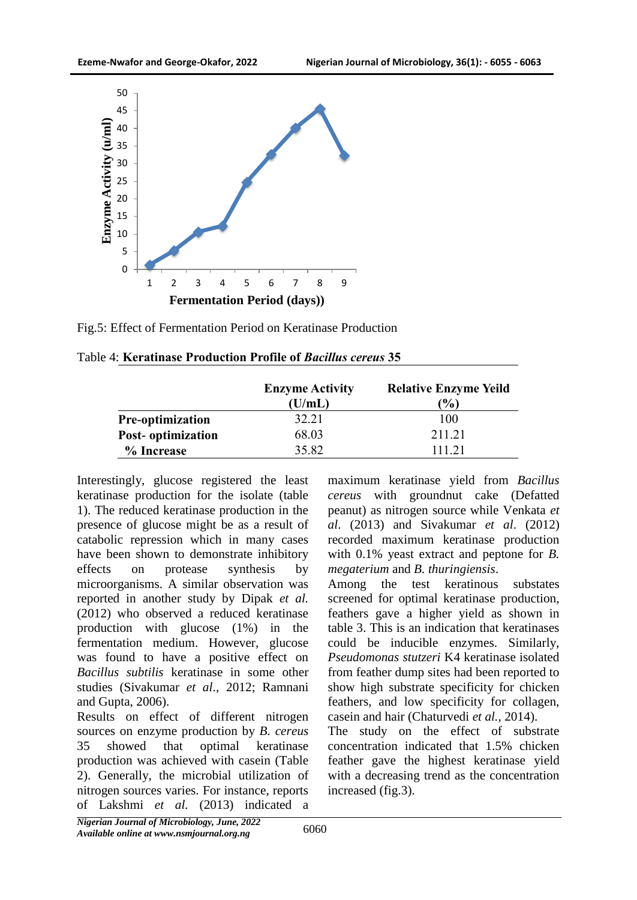Fig.5: Effect of Fermentation Period on Keratinase Production

Table 4: **Keratinase Production Profile of *Bacillus cereus* 35**

| | Enzyme Activity (U/mL) | Relative Enzyme Yeild (%) |
|---|---|---|
| **Pre-optimization** | 32.21 | 100 |
| **Post- optimization** | 68.03 | 211.21 |
| **% Increase** | 35.82 | 111.21 |

Interestingly, glucose registered the least keratinase production for the isolate (table 1). The reduced keratinase production in the presence of glucose might be as a result of catabolic repression which in many cases have been shown to demonstrate inhibitory effects on protease synthesis by microorganisms. A similar observation was reported in another study by Dipak *et al.* (2012) who observed a reduced keratinase production with glucose (1%) in the fermentation medium. However, glucose was found to have a positive effect on *Bacillus subtilis* keratinase in some other studies (Sivakumar *et al*., 2012; Ramnani and Gupta, 2006).

Results on effect of different nitrogen sources on enzyme production by *B. cereus* 35 showed that optimal keratinase production was achieved with casein (Table 2). Generally, the microbial utilization of nitrogen sources varies. For instance, reports of Lakshmi *et al.* (2013) indicated a maximum keratinase yield from *Bacillus cereus* with groundnut cake (Defatted peanut) as nitrogen source while Venkata *et al*. (2013) and Sivakumar *et al*. (2012) recorded maximum keratinase production with 0.1% yeast extract and peptone for *B. megaterium* and *B. thuringiensis*.

Among the test keratinous substates screened for optimal keratinase production, feathers gave a higher yield as shown in table 3. This is an indication that keratinases could be inducible enzymes. Similarly, *Pseudomonas stutzeri* K4 keratinase isolated from feather dump sites had been reported to show high substrate specificity for chicken feathers, and low specificity for collagen, casein and hair (Chaturvedi *et al.*, 2014).

The study on the effect of substrate concentration indicated that 1.5% chicken feather gave the highest keratinase yield with a decreasing trend as the concentration increased (fig.3).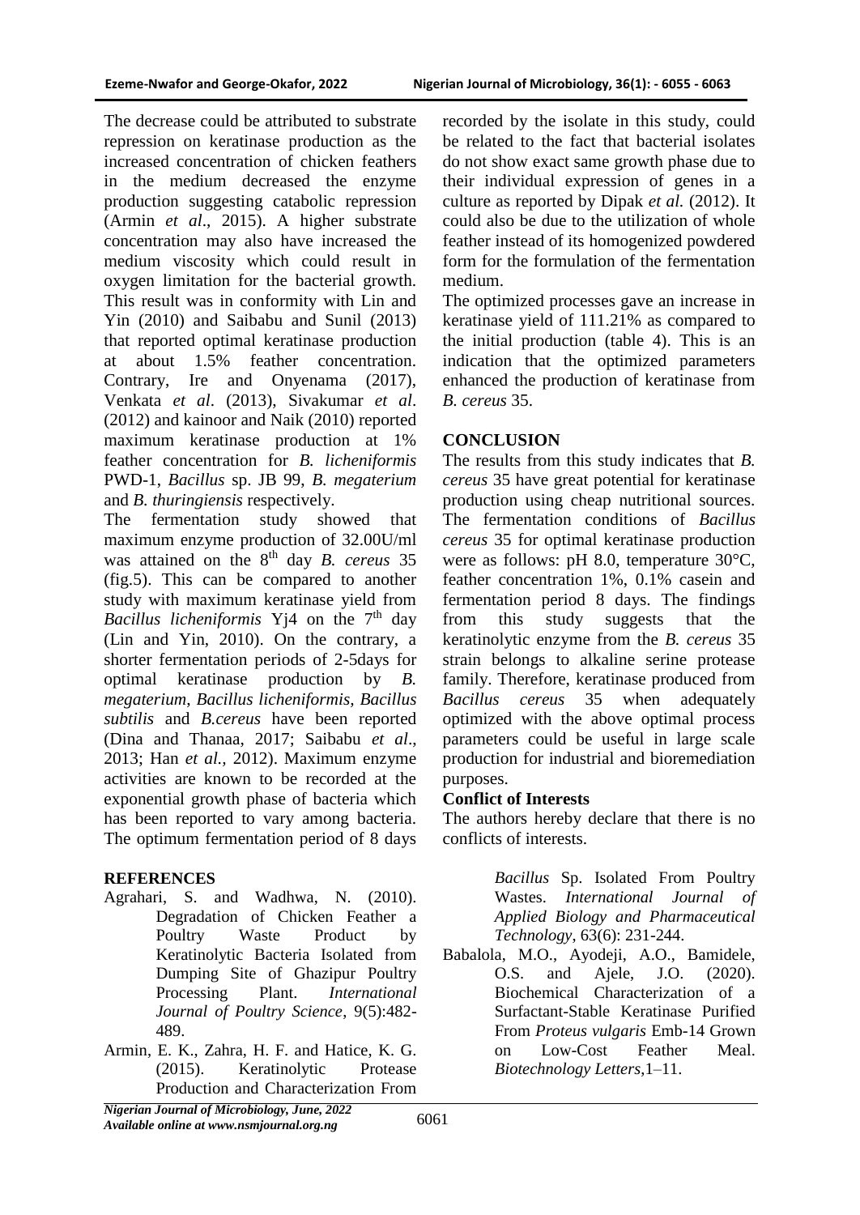The decrease could be attributed to substrate repression on keratinase production as the increased concentration of chicken feathers in the medium decreased the enzyme production suggesting catabolic repression (Armin *et al*., 2015). A higher substrate concentration may also have increased the medium viscosity which could result in oxygen limitation for the bacterial growth. This result was in conformity with Lin and Yin (2010) and Saibabu and Sunil (2013) that reported optimal keratinase production at about 1.5% feather concentration. Contrary, Ire and Onyenama (2017), Venkata *et al*. (2013), Sivakumar *et al*. (2012) and kainoor and Naik (2010) reported maximum keratinase production at 1% feather concentration for *B. licheniformis* PWD-1, *Bacillus* sp. JB 99, *B. megaterium* and *B. thuringiensis* respectively.

The fermentation study showed that maximum enzyme production of 32.00U/ml was attained on the 8th day *B. cereus* 35 (fig.5). This can be compared to another study with maximum keratinase yield from *Bacillus licheniformis* Yj4 on the 7th day (Lin and Yin, 2010). On the contrary, a shorter fermentation periods of 2-5days for optimal keratinase production by *B. megaterium*, *Bacillus licheniformis*, *Bacillus subtilis* and *B.cereus* have been reported (Dina and Thanaa, 2017; Saibabu *et al*., 2013; Han *et al.,* 2012). Maximum enzyme activities are known to be recorded at the exponential growth phase of bacteria which has been reported to vary among bacteria. The optimum fermentation period of 8 days recorded by the isolate in this study, could be related to the fact that bacterial isolates do not show exact same growth phase due to their individual expression of genes in a culture as reported by Dipak *et al.* (2012). It could also be due to the utilization of whole feather instead of its homogenized powdered form for the formulation of the fermentation medium.

The optimized processes gave an increase in keratinase yield of 111.21% as compared to the initial production (table 4). This is an indication that the optimized parameters enhanced the production of keratinase from *B. cereus* 35.

## CONCLUSION

The results from this study indicates that *B. cereus* 35 have great potential for keratinase production using cheap nutritional sources. The fermentation conditions of *Bacillus cereus* 35 for optimal keratinase production were as follows: pH 8.0, temperature 30°C, feather concentration 1%, 0.1% casein and fermentation period 8 days. The findings from this study suggests that the keratinolytic enzyme from the *B. cereus* 35 strain belongs to alkaline serine protease family. Therefore, keratinase produced from *Bacillus cereus* 35 when adequately optimized with the above optimal process parameters could be useful in large scale production for industrial and bioremediation purposes.

### Conflict of Interests

The authors hereby declare that there is no conflicts of interests.

## REFERENCES

Agrahari, S. and Wadhwa, N. (2010). Degradation of Chicken Feather a Poultry Waste Product by Keratinolytic Bacteria Isolated from Dumping Site of Ghazipur Poultry Processing Plant. *International Journal of Poultry Science*, 9(5):482-489.

Armin, E. K., Zahra, H. F. and Hatice, K. G. (2015). Keratinolytic Protease Production and Characterization From *Bacillus* Sp. Isolated From Poultry Wastes. *International Journal of Applied Biology and Pharmaceutical Technology*, 63(6): 231-244.

Babalola, M.O., Ayodeji, A.O., Bamidele, O.S. and Ajele, J.O. (2020). Biochemical Characterization of a Surfactant-Stable Keratinase Purified From *Proteus vulgaris* Emb-14 Grown on Low-Cost Feather Meal. *Biotechnology Letters*,1–11.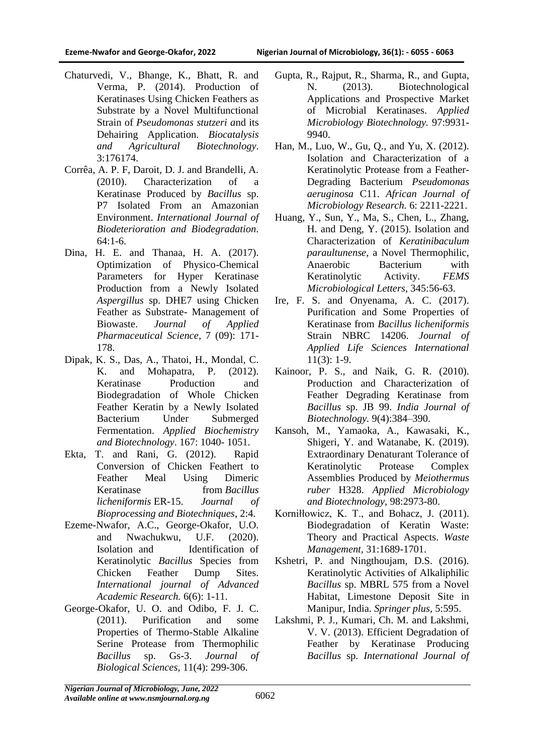Chaturvedi, V., Bhange, K., Bhatt, R. and Verma, P. (2014). Production of Keratinases Using Chicken Feathers as Substrate by a Novel Multifunctional Strain of *Pseudomonas stutzeri a*nd its Dehairing Application. *Biocatalysis and Agricultural Biotechnology*. 3:176174.

Corrêa, A. P. F, Daroit, D. J. and Brandelli, A. (2010). Characterization of a Keratinase Produced by *Bacillus* sp. P7 Isolated From an Amazonian Environment. *International Journal of Biodeterioration and Biodegradation*. 64:1-6.

Dina, H. E. and Thanaa, H. A. (2017). Optimization of Physico-Chemical Parameters for Hyper Keratinase Production from a Newly Isolated *Aspergillus* sp. DHE7 using Chicken Feather as Substrate- Management of Biowaste. *Journal of Applied Pharmaceutical Science*, 7 (09): 171-178.

Dipak, K. S., Das, A., Thatoi, H., Mondal, C. K. and Mohapatra, P. (2012). Keratinase Production and Biodegradation of Whole Chicken Feather Keratin by a Newly Isolated Bacterium Under Submerged Fermentation. *Applied Biochemistry and Biotechnology*. 167: 1040- 1051.

Ekta, T. and Rani, G. (2012). Rapid Conversion of Chicken Feathert to Feather Meal Using Dimeric Keratinase from *Bacillus licheniformis* ER-15. *Journal of Bioprocessing and Biotechniques*, 2:4.

Ezeme-Nwafor, A.C., George-Okafor, U.O. and Nwachukwu, U.F. (2020). Isolation and Identification of Keratinolytic *Bacillus* Species from Chicken Feather Dump Sites. *International journal of Advanced Academic Research.* 6(6): 1-11.

George-Okafor, U. O. and Odibo, F. J. C. (2011). Purification and some Properties of Thermo-Stable Alkaline Serine Protease from Thermophilic *Bacillus* sp. Gs-3. *Journal of Biological Sciences*, 11(4): 299-306.

Gupta, R., Rajput, R., Sharma, R., and Gupta, N. (2013). Biotechnological Applications and Prospective Market of Microbial Keratinases. *Applied Microbiology Biotechnology.* 97:9931-9940.

Han, M., Luo, W., Gu, Q., and Yu, X. (2012). Isolation and Characterization of a Keratinolytic Protease from a Feather-Degrading Bacterium *Pseudomonas aeruginosa* C11. *African Journal of Microbiology Research.* 6: 2211-2221.

Huang, Y., Sun, Y., Ma, S., Chen, L., Zhang, H. and Deng, Y. (2015). Isolation and Characterization of *Keratinibaculum paraultunense*, a Novel Thermophilic, Anaerobic Bacterium with Keratinolytic Activity. *FEMS Microbiological Letters*, 345:56-63.

Ire, F. S. and Onyenama, A. C. (2017). Purification and Some Properties of Keratinase from *Bacillus licheniformis* Strain NBRC 14206. *Journal of Applied Life Sciences International* 11(3): 1-9.

Kainoor, P. S., and Naik, G. R. (2010). Production and Characterization of Feather Degrading Keratinase from *Bacillus* sp. JB 99. *India Journal of Biotechnology.* 9(4):384–390.

Kansoh, M., Yamaoka, A., Kawasaki, K., Shigeri, Y. and Watanabe, K. (2019). Extraordinary Denaturant Tolerance of Keratinolytic Protease Complex Assemblies Produced by *Meiothermus ruber* H328. *Applied Microbiology and Biotechnology*, 98:2973-80.

Korniłłowicz, K. T., and Bohacz, J. (2011). Biodegradation of Keratin Waste: Theory and Practical Aspects. *Waste Management*, 31:1689-1701.

Kshetri, P. and Ningthoujam, D.S. (2016). Keratinolytic Activities of Alkaliphilic *Bacillus* sp. MBRL 575 from a Novel Habitat, Limestone Deposit Site in Manipur, India. *Springer plus*, 5:595.

Lakshmi, P. J., Kumari, Ch. M. and Lakshmi, V. V. (2013). Efficient Degradation of Feather by Keratinase Producing *Bacillus* sp. *International Journal of*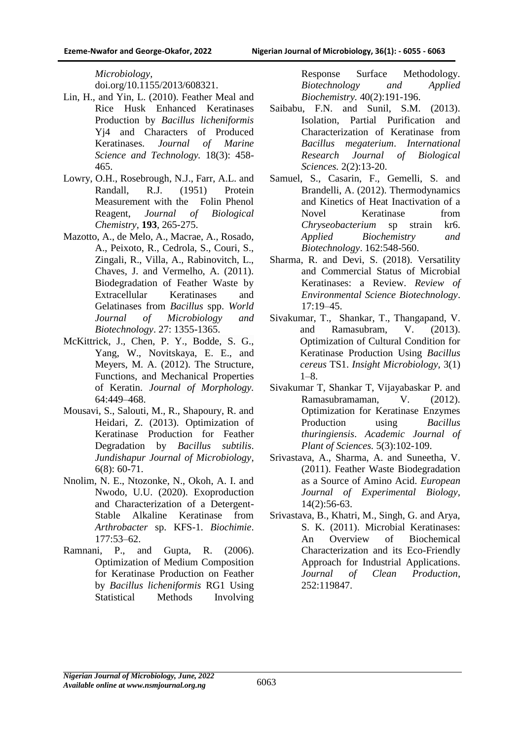*Microbiology*, doi.org/10.1155/2013/608321.

Lin, H., and Yin, L. (2010). Feather Meal and Rice Husk Enhanced Keratinases Production by *Bacillus licheniformis* Yj4 and Characters of Produced Keratinases. *Journal of Marine Science and Technology.* 18(3): 458-465.

Lowry, O.H., Rosebrough, N.J., Farr, A.L. and Randall, R.J. (1951) Protein Measurement with the Folin Phenol Reagent, *Journal of Biological Chemistry*, **193**, 265-275.

Mazotto, A., de Melo, A., Macrae, A., Rosado, A., Peixoto, R., Cedrola, S., Couri, S., Zingali, R., Villa, A., Rabinovitch, L., Chaves, J. and Vermelho, A. (2011). Biodegradation of Feather Waste by Extracellular Keratinases and Gelatinases from *Bacillus* spp. *World Journal of Microbiology and Biotechnology*. 27: 1355-1365.

McKittrick, J., Chen, P. Y., Bodde, S. G., Yang, W., Novitskaya, E. E., and Meyers, M. A. (2012). The Structure, Functions, and Mechanical Properties of Keratin. *Journal of Morphology.* 64:449–468.

Mousavi, S., Salouti, M., R., Shapoury, R. and Heidari, Z. (2013). Optimization of Keratinase Production for Feather Degradation by *Bacillus subtilis*. *Jundishapur Journal of Microbiology*, 6(8): 60-71.

Nnolim, N. E., Ntozonke, N., Okoh, A. I. and Nwodo, U.U. (2020). Exoproduction and Characterization of a Detergent-Stable Alkaline Keratinase from *Arthrobacter* sp. KFS-1. *Biochimie*. 177:53–62.

Ramnani, P., and Gupta, R. (2006). Optimization of Medium Composition for Keratinase Production on Feather by *Bacillus licheniformis* RG1 Using Statistical Methods Involving Response Surface Methodology. *Biotechnology and Applied Biochemistry.* 40(2):191-196.

Saibabu, F.N. and Sunil, S.M. (2013). Isolation, Partial Purification and Characterization of Keratinase from *Bacillus megaterium*. *International Research Journal of Biological Sciences.* 2(2):13-20.

Samuel, S., Casarin, F., Gemelli, S. and Brandelli, A. (2012). Thermodynamics and Kinetics of Heat Inactivation of a Novel Keratinase from *Chryseobacterium* sp strain kr6. *Applied Biochemistry and Biotechnology*. 162:548-560.

Sharma, R. and Devi, S. (2018). Versatility and Commercial Status of Microbial Keratinases: a Review. *Review of Environmental Science Biotechnology*. 17:19–45.

Sivakumar, T., Shankar, T., Thangapand, V. and Ramasubram, V. (2013). Optimization of Cultural Condition for Keratinase Production Using *Bacillus cereus* TS1. *Insight Microbiology,* 3(1) 1–8.

Sivakumar T, Shankar T, Vijayabaskar P. and Ramasubramaman, V. (2012). Optimization for Keratinase Enzymes Production using *Bacillus thuringiensis*. *Academic Journal of Plant of Sciences.* 5(3):102-109.

Srivastava, A., Sharma, A. and Suneetha, V. (2011). Feather Waste Biodegradation as a Source of Amino Acid. *European Journal of Experimental Biology*, 14(2):56-63.

Srivastava, B., Khatri, M., Singh, G. and Arya, S. K. (2011). Microbial Keratinases: An Overview of Biochemical Characterization and its Eco-Friendly Approach for Industrial Applications. *Journal of Clean Production*, 252:119847.